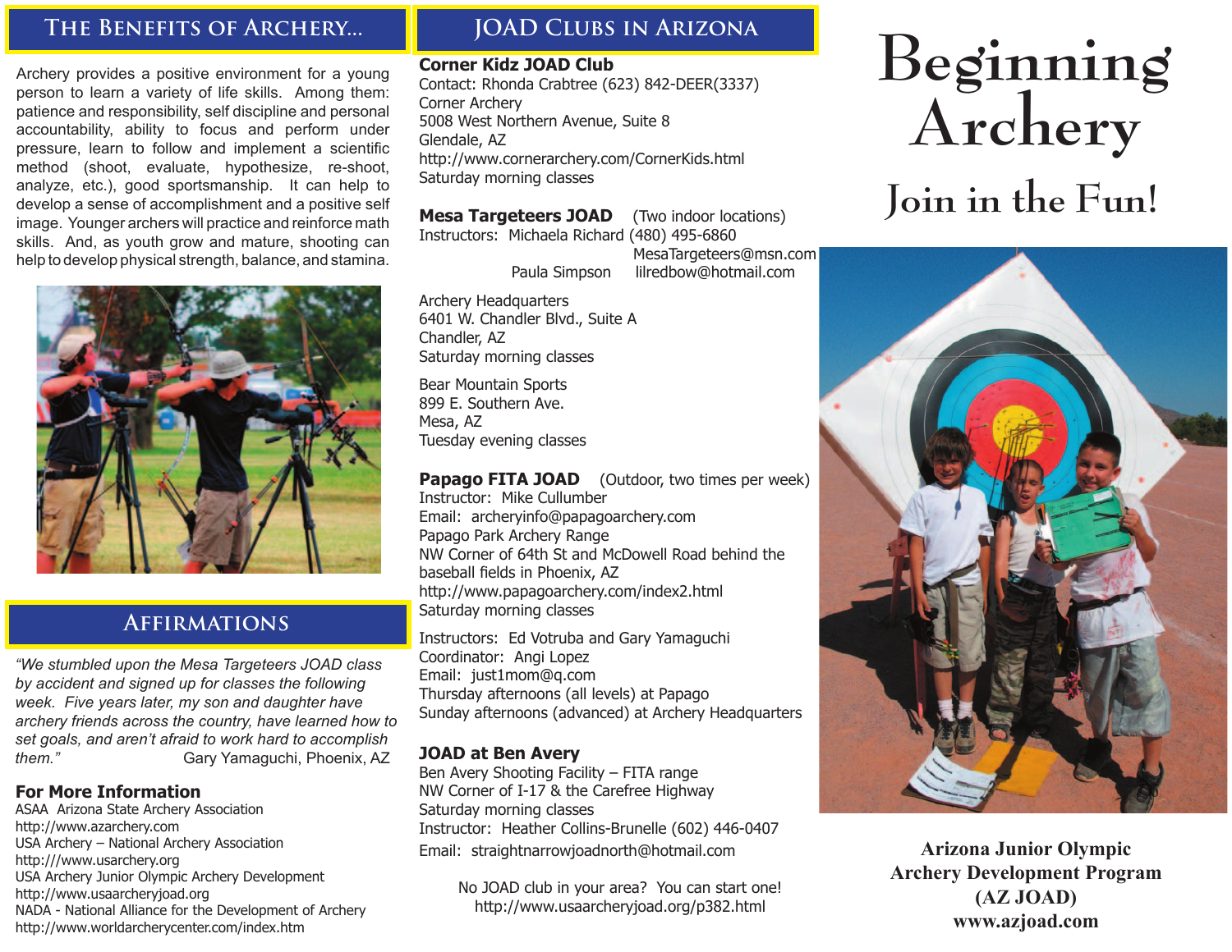## The Benefits of Archery...

Archery provides a positive environment for a young person to learn a variety of life skills. Among them: patience and responsibility, self discipline and personal accountability, ability to focus and perform under pressure, learn to follow and implement a scientific method (shoot, evaluate, hypothesize, re-shoot, analyze, etc.), good sportsmanship. It can help to develop a sense of accomplishment and a positive self image. Younger archers will practice and reinforce math skills. And, as youth grow and mature, shooting can help to develop physical strength, balance, and stamina.

## Affirmations

*"We stumbled upon the Mesa Targeteers JOAD class by accident and signed up for classes the following week. Five years later, my son and daughter have archery friends across the country, have learned how to set goals, and aren't afraid to work hard to accomplish them."* Gary Yamaguchi, Phoenix, AZ

### For More Information

ASAA Arizona State Archery Association
http://www.azarchery.com
USA Archery – National Archery Association
http:///www.usarchery.org
USA Archery Junior Olympic Archery Development
http://www.usaarcheryjoad.org
NADA - National Alliance for the Development of Archery
http://www.worldarcherycenter.com/index.htm

## JOAD Clubs in Arizona

**Corner Kidz JOAD Club**
Contact: Rhonda Crabtree (623) 842-DEER(3337)
Corner Archery
5008 West Northern Avenue, Suite 8
Glendale, AZ
http://www.cornerarchery.com/CornerKids.html
Saturday morning classes

**Mesa Targeteers JOAD** (Two indoor locations)
Instructors: Michaela Richard (480) 495-6860 MesaTargeteers@msn.com
Paula Simpson lilredbow@hotmail.com

Archery Headquarters
6401 W. Chandler Blvd., Suite A
Chandler, AZ
Saturday morning classes

Bear Mountain Sports
899 E. Southern Ave.
Mesa, AZ
Tuesday evening classes

**Papago FITA JOAD** (Outdoor, two times per week)
Instructor: Mike Cullumber
Email: archeryinfo@papagoarchery.com
Papago Park Archery Range
NW Corner of 64th St and McDowell Road behind the baseball fields in Phoenix, AZ
http://www.papagoarchery.com/index2.html
Saturday morning classes

Instructors: Ed Votruba and Gary Yamaguchi
Coordinator: Angi Lopez
Email: just1mom@q.com
Thursday afternoons (all levels) at Papago
Sunday afternoons (advanced) at Archery Headquarters

**JOAD at Ben Avery**
Ben Avery Shooting Facility – FITA range
NW Corner of I-17 & the Carefree Highway
Saturday morning classes
Instructor: Heather Collins-Brunelle (602) 446-0407
Email: straightnarrowjoadnorth@hotmail.com

No JOAD club in your area? You can start one!
http://www.usaarcheryjoad.org/p382.html

# Beginning Archery

## Join in the Fun!

**Arizona Junior Olympic Archery Development Program (AZ JOAD)**
**www.azjoad.com**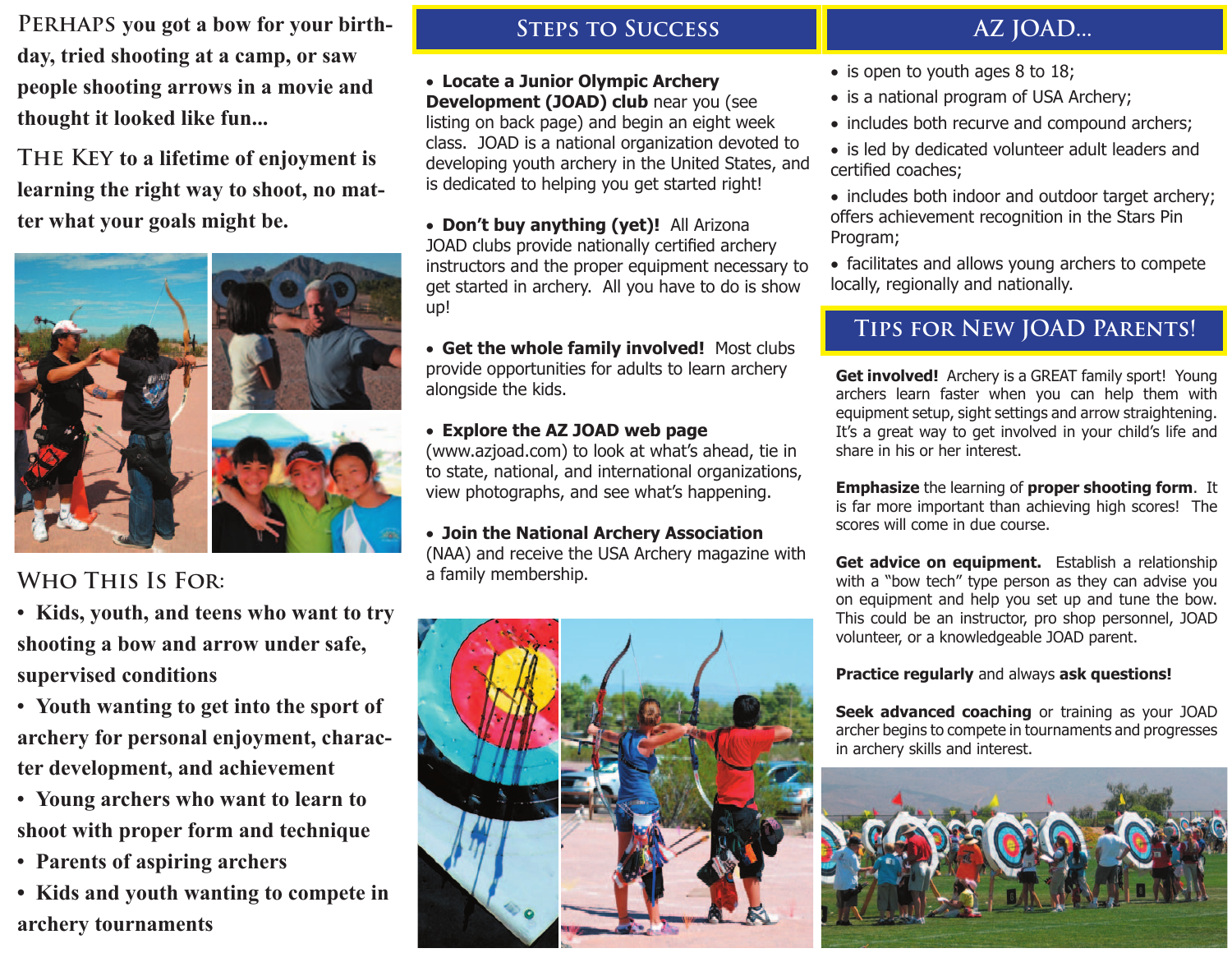PERHAPS you got a bow for your birthday, tried shooting at a camp, or saw people shooting arrows in a movie and thought it looked like fun...

THE KEY to a lifetime of enjoyment is learning the right way to shoot, no matter what your goals might be.

## Who This Is For:

- Kids, youth, and teens who want to try shooting a bow and arrow under safe, supervised conditions
- Youth wanting to get into the sport of archery for personal enjoyment, character development, and achievement
- Young archers who want to learn to shoot with proper form and technique
- Parents of aspiring archers
- Kids and youth wanting to compete in archery tournaments

## Steps to Success

- **Locate a Junior Olympic Archery Development (JOAD) club** near you (see listing on back page) and begin an eight week class. JOAD is a national organization devoted to developing youth archery in the United States, and is dedicated to helping you get started right!
- **Don't buy anything (yet)!** All Arizona JOAD clubs provide nationally certified archery instructors and the proper equipment necessary to get started in archery. All you have to do is show up!
- **Get the whole family involved!** Most clubs provide opportunities for adults to learn archery alongside the kids.
- **Explore the AZ JOAD web page** (www.azjoad.com) to look at what's ahead, tie in to state, national, and international organizations, view photographs, and see what's happening.
- **Join the National Archery Association** (NAA) and receive the USA Archery magazine with a family membership.

## AZ JOAD...

- is open to youth ages 8 to 18;
- is a national program of USA Archery;
- includes both recurve and compound archers;
- is led by dedicated volunteer adult leaders and certified coaches;
- includes both indoor and outdoor target archery; offers achievement recognition in the Stars Pin Program;
- facilitates and allows young archers to compete locally, regionally and nationally.

## Tips for New JOAD Parents!

**Get involved!** Archery is a GREAT family sport! Young archers learn faster when you can help them with equipment setup, sight settings and arrow straightening. It's a great way to get involved in your child's life and share in his or her interest.

**Emphasize** the learning of **proper shooting form**. It is far more important than achieving high scores! The scores will come in due course.

**Get advice on equipment.** Establish a relationship with a "bow tech" type person as they can advise you on equipment and help you set up and tune the bow. This could be an instructor, pro shop personnel, JOAD volunteer, or a knowledgeable JOAD parent.

**Practice regularly** and always **ask questions!**

**Seek advanced coaching** or training as your JOAD archer begins to compete in tournaments and progresses in archery skills and interest.